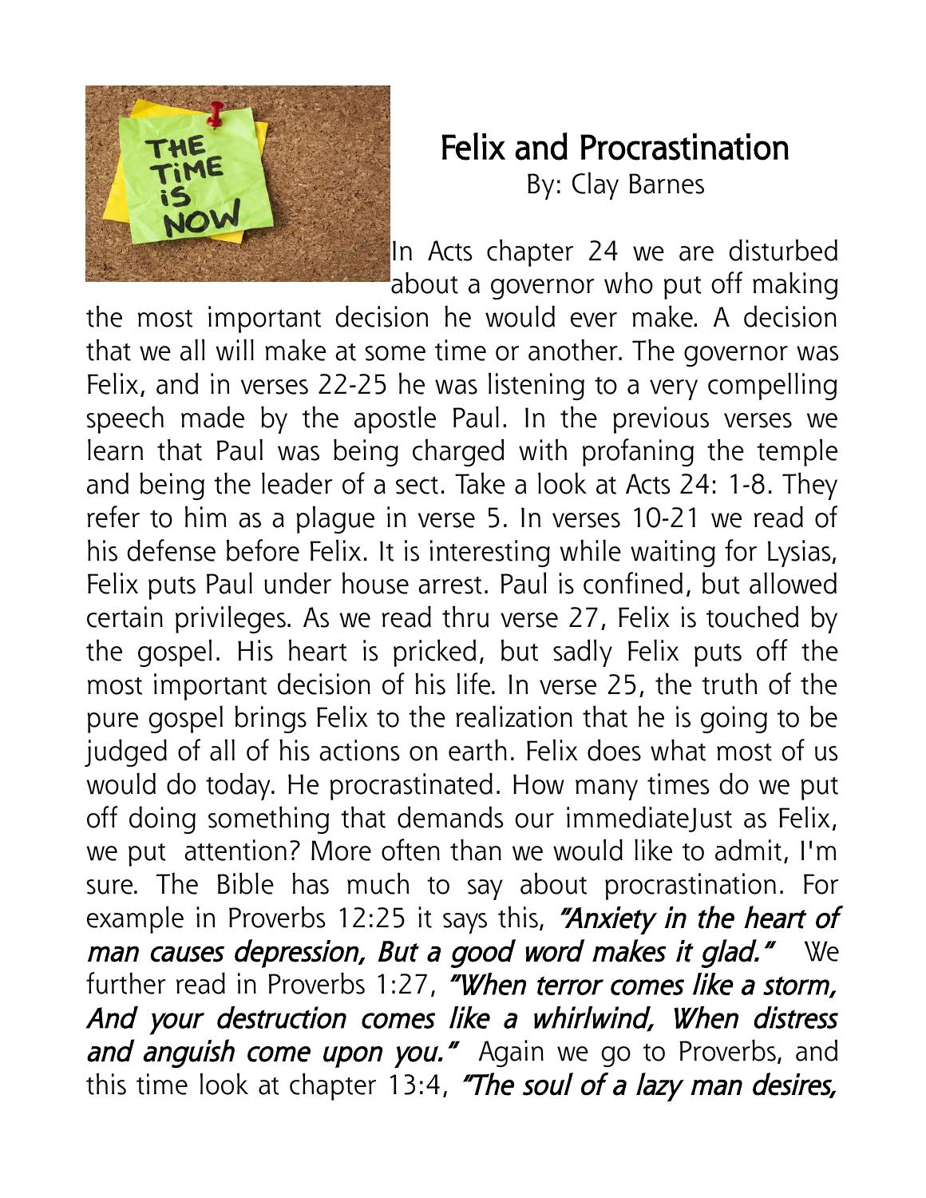# Felix and Procrastination

By: Clay Barnes

In Acts chapter 24 we are disturbed about a governor who put off making the most important decision he would ever make. A decision that we all will make at some time or another. The governor was Felix, and in verses 22-25 he was listening to a very compelling speech made by the apostle Paul. In the previous verses we learn that Paul was being charged with profaning the temple and being the leader of a sect. Take a look at Acts 24: 1-8. They refer to him as a plague in verse 5. In verses 10-21 we read of his defense before Felix. It is interesting while waiting for Lysias, Felix puts Paul under house arrest. Paul is confined, but allowed certain privileges. As we read thru verse 27, Felix is touched by the gospel. His heart is pricked, but sadly Felix puts off the most important decision of his life. In verse 25, the truth of the pure gospel brings Felix to the realization that he is going to be judged of all of his actions on earth. Felix does what most of us would do today. He procrastinated. How many times do we put off doing something that demands our immediateJust as Felix, we put attention? More often than we would like to admit, I'm sure. The Bible has much to say about procrastination. For example in Proverbs 12:25 it says this, *"Anxiety in the heart of man causes depression, But a good word makes it glad."* We further read in Proverbs 1:27, *"When terror comes like a storm, And your destruction comes like a whirlwind, When distress and anguish come upon you."* Again we go to Proverbs, and this time look at chapter 13:4, *"The soul of a lazy man desires,*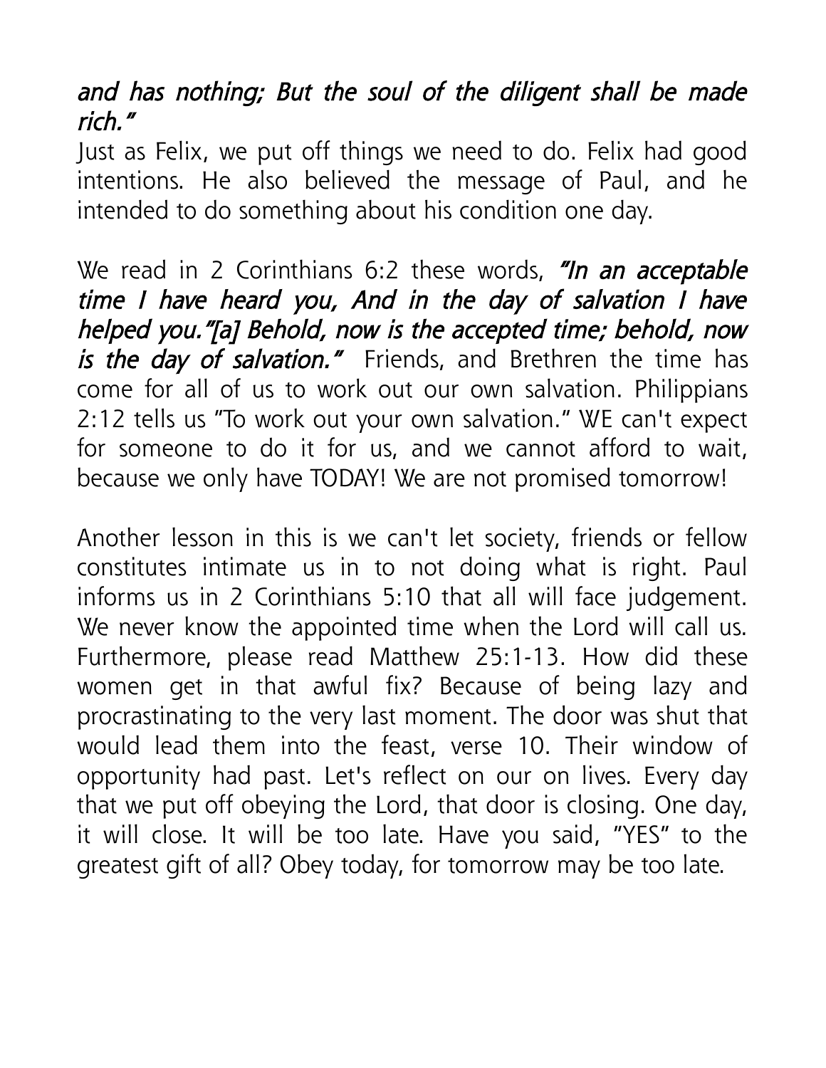*and has nothing; But the soul of the diligent shall be made rich."*

Just as Felix, we put off things we need to do. Felix had good intentions. He also believed the message of Paul, and he intended to do something about his condition one day.

We read in 2 Corinthians 6:2 these words, *"In an acceptable time I have heard you, And in the day of salvation I have helped you."[a] Behold, now is the accepted time; behold, now is the day of salvation."* Friends, and Brethren the time has come for all of us to work out our own salvation. Philippians 2:12 tells us "To work out your own salvation." WE can't expect for someone to do it for us, and we cannot afford to wait, because we only have TODAY! We are not promised tomorrow!

Another lesson in this is we can't let society, friends or fellow constitutes intimate us in to not doing what is right. Paul informs us in 2 Corinthians 5:10 that all will face judgement. We never know the appointed time when the Lord will call us. Furthermore, please read Matthew 25:1-13. How did these women get in that awful fix? Because of being lazy and procrastinating to the very last moment. The door was shut that would lead them into the feast, verse 10. Their window of opportunity had past. Let's reflect on our on lives. Every day that we put off obeying the Lord, that door is closing. One day, it will close. It will be too late. Have you said, "YES" to the greatest gift of all? Obey today, for tomorrow may be too late.